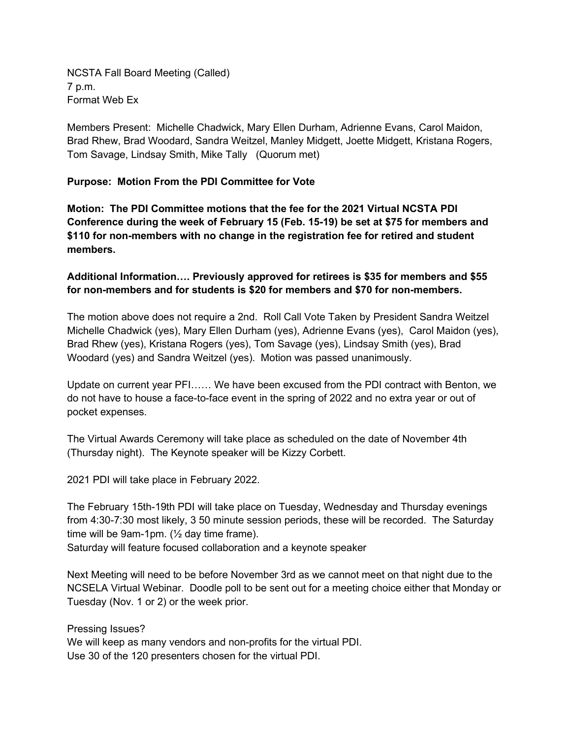NCSTA Fall Board Meeting (Called)
7 p.m.
Format Web Ex

Members Present: Michelle Chadwick, Mary Ellen Durham, Adrienne Evans, Carol Maidon, Brad Rhew, Brad Woodard, Sandra Weitzel, Manley Midgett, Joette Midgett, Kristana Rogers, Tom Savage, Lindsay Smith, Mike Tally (Quorum met)

**Purpose: Motion From the PDI Committee for Vote**

**Motion: The PDI Committee motions that the fee for the 2021 Virtual NCSTA PDI Conference during the week of February 15 (Feb. 15-19) be set at $75 for members and $110 for non-members with no change in the registration fee for retired and student members.**

**Additional Information…. Previously approved for retirees is $35 for members and $55 for non-members and for students is $20 for members and $70 for non-members.**

The motion above does not require a 2nd. Roll Call Vote Taken by President Sandra Weitzel Michelle Chadwick (yes), Mary Ellen Durham (yes), Adrienne Evans (yes), Carol Maidon (yes), Brad Rhew (yes), Kristana Rogers (yes), Tom Savage (yes), Lindsay Smith (yes), Brad Woodard (yes) and Sandra Weitzel (yes). Motion was passed unanimously.

Update on current year PFI…… We have been excused from the PDI contract with Benton, we do not have to house a face-to-face event in the spring of 2022 and no extra year or out of pocket expenses.

The Virtual Awards Ceremony will take place as scheduled on the date of November 4th (Thursday night). The Keynote speaker will be Kizzy Corbett.

2021 PDI will take place in February 2022.

The February 15th-19th PDI will take place on Tuesday, Wednesday and Thursday evenings from 4:30-7:30 most likely, 3 50 minute session periods, these will be recorded. The Saturday time will be 9am-1pm. (½ day time frame).
Saturday will feature focused collaboration and a keynote speaker

Next Meeting will need to be before November 3rd as we cannot meet on that night due to the NCSELA Virtual Webinar. Doodle poll to be sent out for a meeting choice either that Monday or Tuesday (Nov. 1 or 2) or the week prior.

Pressing Issues?
We will keep as many vendors and non-profits for the virtual PDI.
Use 30 of the 120 presenters chosen for the virtual PDI.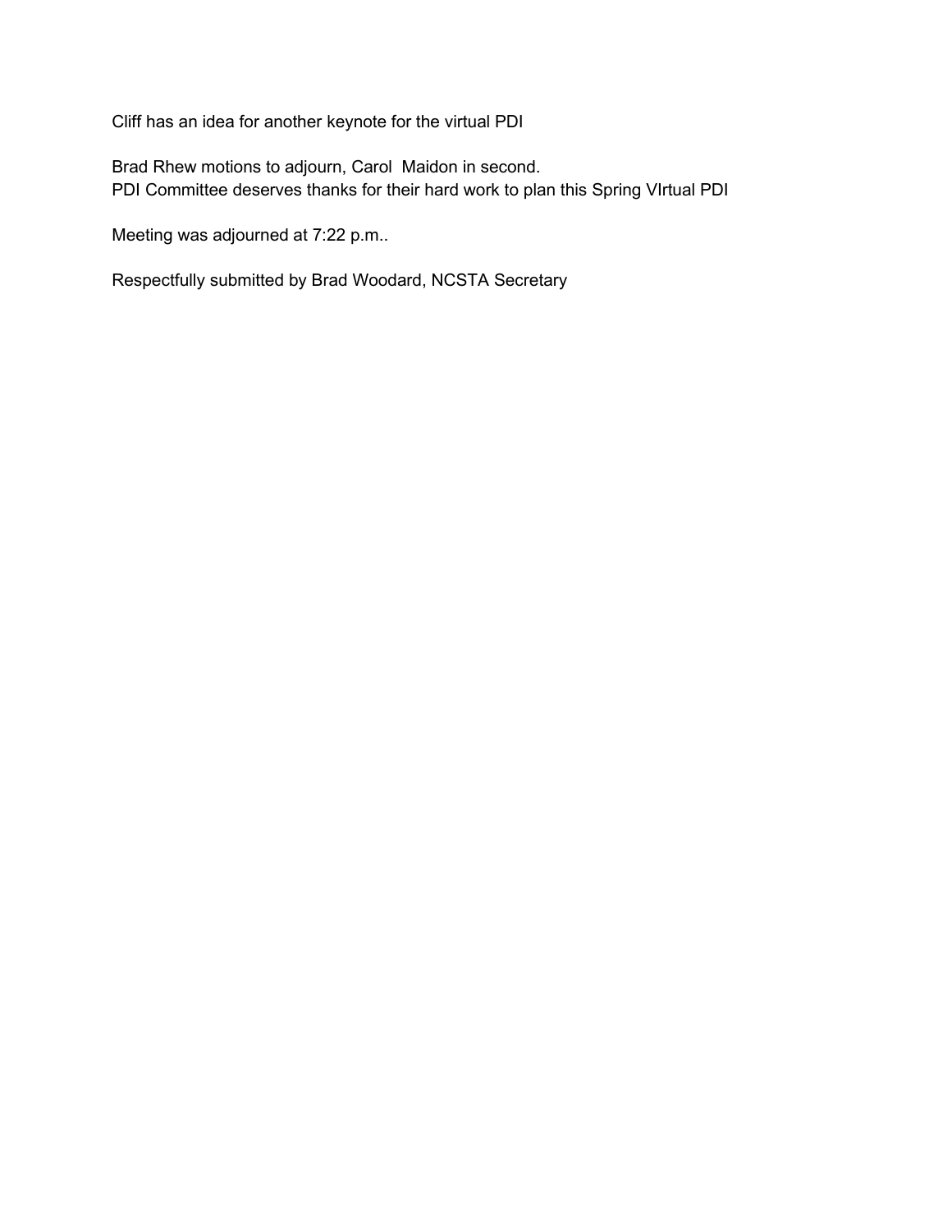Cliff has an idea for another keynote for the virtual PDI

Brad Rhew motions to adjourn, Carol  Maidon in second.
PDI Committee deserves thanks for their hard work to plan this Spring VIrtual PDI

Meeting was adjourned at 7:22 p.m..

Respectfully submitted by Brad Woodard, NCSTA Secretary